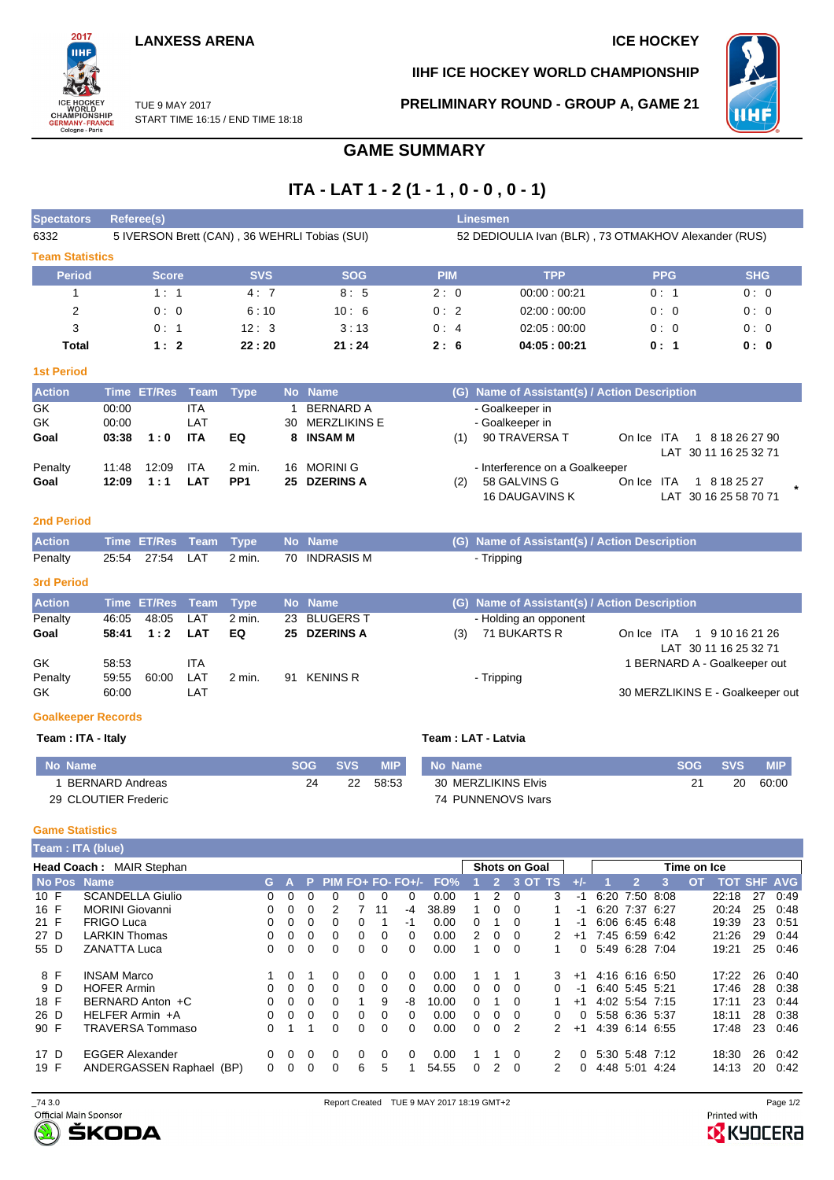LANXESS ARENA

ICE HOCKEY

IIHF ICE HOCKEY WORLD CHAMPIONSHIP

TUE 9 MAY 2017
START TIME 16:15 / END TIME 18:18

PRELIMINARY ROUND - GROUP A, GAME 21

# GAME SUMMARY

## ITA - LAT 1 - 2 (1 - 1 , 0 - 0 , 0 - 1)

| Spectators | Referee(s) | Linesmen |
|---|---|---|
| 6332 | 5 IVERSON Brett (CAN) , 36 WEHRLI Tobias (SUI) | 52 DEDIOULIA Ivan (BLR) , 73 OTMAKHOV Alexander (RUS) |

### Team Statistics

| Period | Score | SVS | SOG | PIM | TPP | PPG | SHG |
|---|---|---|---|---|---|---|---|
| 1 | 1 : 1 | 4 : 7 | 8 : 5 | 2 : 0 | 00:00 : 00:21 | 0 : 1 | 0 : 0 |
| 2 | 0 : 0 | 6 : 10 | 10 : 6 | 0 : 2 | 02:00 : 00:00 | 0 : 0 | 0 : 0 |
| 3 | 0 : 1 | 12 : 3 | 3 : 13 | 0 : 4 | 02:05 : 00:00 | 0 : 0 | 0 : 0 |
| **Total** | **1 : 2** | **22 : 20** | **21 : 24** | **2 : 6** | **04:05 : 00:21** | **0 : 1** | **0 : 0** |

### 1st Period

| Action | Time | ET/Res | Team | Type | No | Name | (G) | Name of Assistant(s) / Action Description | | |
|---|---|---|---|---|---|---|---|---|---|---|
| GK | 00:00 | | ITA | | 1 | BERNARD A | | - Goalkeeper in | | |
| GK | 00:00 | | LAT | | 30 | MERZLIKINS E | | - Goalkeeper in | | |
| **Goal** | **03:38** | **1 : 0** | **ITA** | **EQ** | **8** | **INSAM M** | (1) | 90 TRAVERSA T | On Ice | ITA 1 8 18 26 27 90<br>LAT 30 11 16 25 32 71 |
| Penalty | 11:48 | 12:09 | ITA | 2 min. | 16 | MORINI G | | - Interference on a Goalkeeper | | |
| **Goal** | **12:09** | **1 : 1** | **LAT** | **PP1** | **25** | **DZERINS A** | (2) | 58 GALVINS G<br>16 DAUGAVINS K | On Ice | ITA 1 8 18 25 27<br>LAT 30 16 25 58 70 71 * |

### 2nd Period

| Action | Time | ET/Res | Team | Type | No | Name | (G) | Name of Assistant(s) / Action Description |
|---|---|---|---|---|---|---|---|---|
| Penalty | 25:54 | 27:54 | LAT | 2 min. | 70 | INDRASIS M | | - Tripping |

### 3rd Period

| Action | Time | ET/Res | Team | Type | No | Name | (G) | Name of Assistant(s) / Action Description | | |
|---|---|---|---|---|---|---|---|---|---|---|
| Penalty | 46:05 | 48:05 | LAT | 2 min. | 23 | BLUGERS T | | - Holding an opponent | | |
| **Goal** | **58:41** | **1 : 2** | **LAT** | **EQ** | **25** | **DZERINS A** | (3) | 71 BUKARTS R | On Ice | ITA 1 9 10 16 21 26<br>LAT 30 11 16 25 32 71 |
| GK | 58:53 | | ITA | | | | | | | 1 BERNARD A - Goalkeeper out |
| Penalty | 59:55 | 60:00 | LAT | 2 min. | 91 | KENINS R | | - Tripping | | |
| GK | 60:00 | | LAT | | | | | | | 30 MERZLIKINS E - Goalkeeper out |

### Goalkeeper Records

**Team : ITA - Italy**

| No | Name | SOG | SVS | MIP |
|---|---|---|---|---|
| 1 | BERNARD Andreas | 24 | 22 | 58:53 |
| 29 | CLOUTIER Frederic | | | |

**Team : LAT - Latvia**

| No | Name | SOG | SVS | MIP |
|---|---|---|---|---|
| 30 | MERZLIKINS Elvis | 21 | 20 | 60:00 |
| 74 | PUNNENOVS Ivars | | | |

### Game Statistics

**Team : ITA (blue)**

**Head Coach :** MAIR Stephan

| No | Pos | Name | G | A | P | PIM | FO+ | FO- | FO+/- | FO% | SOG 1 | SOG 2 | SOG 3 | SOG OT | SOG TS | +/- | TOI 1 | TOI 2 | TOI 3 | TOI OT | TOT | SHF | AVG |
|---|---|---|---|---|---|---|---|---|---|---|---|---|---|---|---|---|---|---|---|---|---|---|---|
| 10 | F | SCANDELLA Giulio | 0 | 0 | 0 | 0 | 0 | 0 | 0 | 0.00 | 1 | 2 | 0 | | 3 | -1 | 6:20 | 7:50 | 8:08 | | 22:18 | 27 | 0:49 |
| 16 | F | MORINI Giovanni | 0 | 0 | 0 | 2 | 7 | 11 | -4 | 38.89 | 1 | 0 | 0 | | 1 | -1 | 6:20 | 7:37 | 6:27 | | 20:24 | 25 | 0:48 |
| 21 | F | FRIGO Luca | 0 | 0 | 0 | 0 | 0 | 1 | -1 | 0.00 | 0 | 1 | 0 | | 1 | -1 | 6:06 | 6:45 | 6:48 | | 19:39 | 23 | 0:51 |
| 27 | D | LARKIN Thomas | 0 | 0 | 0 | 0 | 0 | 0 | 0 | 0.00 | 2 | 0 | 0 | | 2 | +1 | 7:45 | 6:59 | 6:42 | | 21:26 | 29 | 0:44 |
| 55 | D | ZANATTA Luca | 0 | 0 | 0 | 0 | 0 | 0 | 0 | 0.00 | 1 | 0 | 0 | | 1 | 0 | 5:49 | 6:28 | 7:04 | | 19:21 | 25 | 0:46 |
| 8 | F | INSAM Marco | 1 | 0 | 1 | 0 | 0 | 0 | 0 | 0.00 | 1 | 1 | 1 | | 3 | +1 | 4:16 | 6:16 | 6:50 | | 17:22 | 26 | 0:40 |
| 9 | D | HOFER Armin | 0 | 0 | 0 | 0 | 0 | 0 | 0 | 0.00 | 0 | 0 | 0 | | 0 | -1 | 6:40 | 5:45 | 5:21 | | 17:46 | 28 | 0:38 |
| 18 | F | BERNARD Anton +C | 0 | 0 | 0 | 0 | 1 | 9 | -8 | 10.00 | 0 | 1 | 0 | | 1 | +1 | 4:02 | 5:54 | 7:15 | | 17:11 | 23 | 0:44 |
| 26 | D | HELFER Armin +A | 0 | 0 | 0 | 0 | 0 | 0 | 0 | 0.00 | 0 | 0 | 0 | | 0 | 0 | 5:58 | 6:36 | 5:37 | | 18:11 | 28 | 0:38 |
| 90 | F | TRAVERSA Tommaso | 0 | 1 | 1 | 0 | 0 | 0 | 0 | 0.00 | 0 | 0 | 2 | | 2 | +1 | 4:39 | 6:14 | 6:55 | | 17:48 | 23 | 0:46 |
| 17 | D | EGGER Alexander | 0 | 0 | 0 | 0 | 0 | 0 | 0 | 0.00 | 1 | 1 | 0 | | 2 | 0 | 5:30 | 5:48 | 7:12 | | 18:30 | 26 | 0:42 |
| 19 | F | ANDERGASSEN Raphael (BP) | 0 | 0 | 0 | 0 | 6 | 5 | 1 | 54.55 | 0 | 2 | 0 | | 2 | 0 | 4:48 | 5:01 | 4:24 | | 14:13 | 20 | 0:42 |

_74 3.0 Report Created TUE 9 MAY 2017 18:19 GMT+2

Official Main Sponsor ŠKODA — Printed with KYOCERA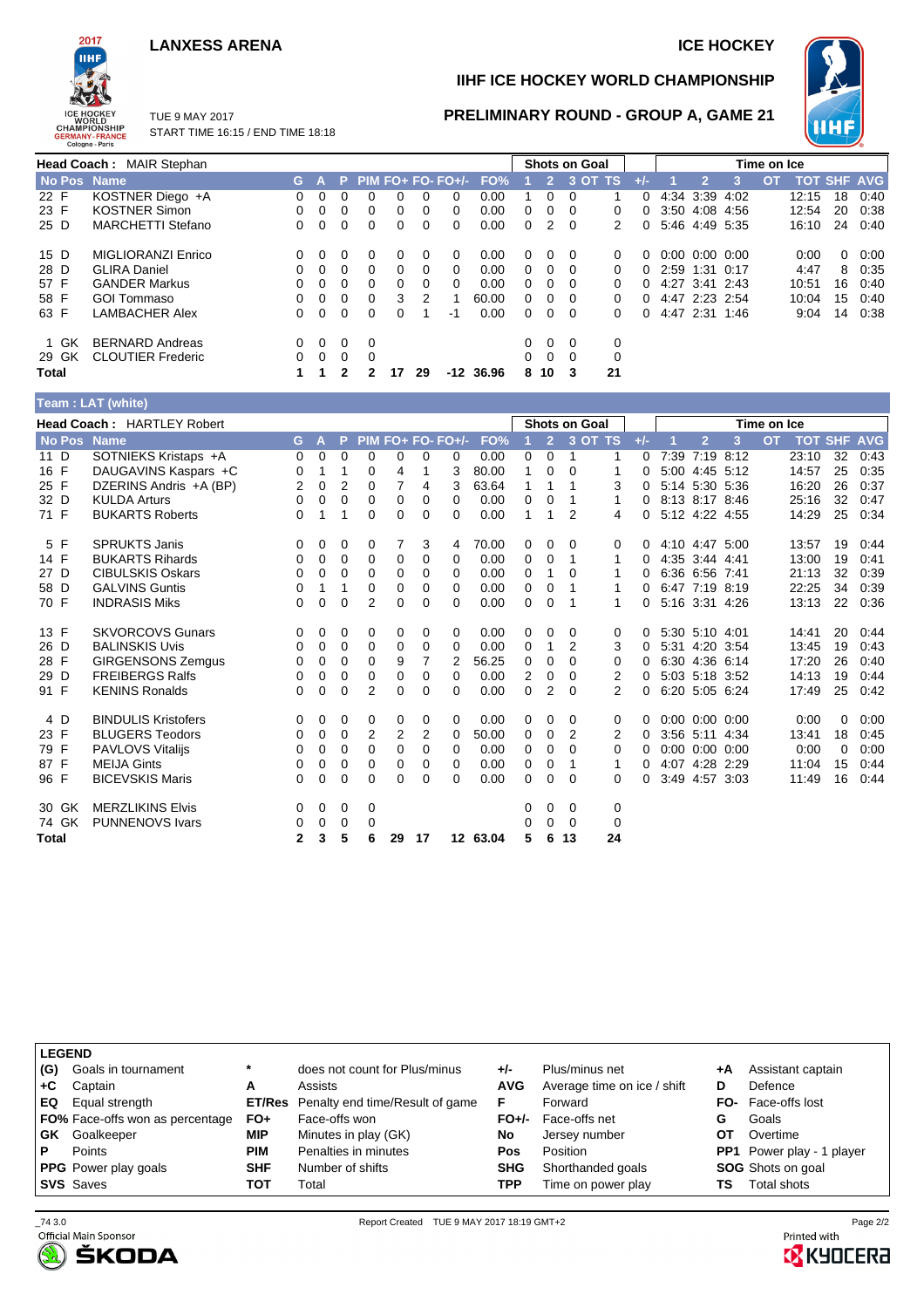LANXESS ARENA

ICE HOCKEY

# IIHF ICE HOCKEY WORLD CHAMPIONSHIP

TUE 9 MAY 2017
START TIME 16:15 / END TIME 18:18

## PRELIMINARY ROUND - GROUP A, GAME 21

**Head Coach :** MAIR Stephan

| No | Pos | Name | G | A | P | PIM | FO+ | FO- | FO+/- | FO% | SOG 1 | SOG 2 | SOG 3 | SOG OT | SOG TS | +/- | TOI 1 | TOI 2 | TOI 3 | TOI OT | TOT | SHF | AVG |
|---|---|---|---|---|---|---|---|---|---|---|---|---|---|---|---|---|---|---|---|---|---|---|---|
| 22 | F | KOSTNER Diego +A | 0 | 0 | 0 | 0 | 0 | 0 | 0 | 0.00 | 1 | 0 | 0 | | 1 | 0 | 4:34 | 3:39 | 4:02 | | 12:15 | 18 | 0:40 |
| 23 | F | KOSTNER Simon | 0 | 0 | 0 | 0 | 0 | 0 | 0 | 0.00 | 0 | 0 | 0 | | 0 | 0 | 3:50 | 4:08 | 4:56 | | 12:54 | 20 | 0:38 |
| 25 | D | MARCHETTI Stefano | 0 | 0 | 0 | 0 | 0 | 0 | 0 | 0.00 | 0 | 2 | 0 | | 2 | 0 | 5:46 | 4:49 | 5:35 | | 16:10 | 24 | 0:40 |
| 15 | D | MIGLIORANZI Enrico | 0 | 0 | 0 | 0 | 0 | 0 | 0 | 0.00 | 0 | 0 | 0 | | 0 | 0 | 0:00 | 0:00 | 0:00 | | 0:00 | 0 | 0:00 |
| 28 | D | GLIRA Daniel | 0 | 0 | 0 | 0 | 0 | 0 | 0 | 0.00 | 0 | 0 | 0 | | 0 | 0 | 2:59 | 1:31 | 0:17 | | 4:47 | 8 | 0:35 |
| 57 | F | GANDER Markus | 0 | 0 | 0 | 0 | 0 | 0 | 0 | 0.00 | 0 | 0 | 0 | | 0 | 0 | 4:27 | 3:41 | 2:43 | | 10:51 | 16 | 0:40 |
| 58 | F | GOI Tommaso | 0 | 0 | 0 | 0 | 3 | 2 | 1 | 60.00 | 0 | 0 | 0 | | 0 | 0 | 4:47 | 2:23 | 2:54 | | 10:04 | 15 | 0:40 |
| 63 | F | LAMBACHER Alex | 0 | 0 | 0 | 0 | 0 | 1 | -1 | 0.00 | 0 | 0 | 0 | | 0 | 0 | 4:47 | 2:31 | 1:46 | | 9:04 | 14 | 0:38 |
| 1 | GK | BERNARD Andreas | 0 | 0 | 0 | 0 | | | | | 0 | 0 | 0 | | 0 | | | | | | | | |
| 29 | GK | CLOUTIER Frederic | 0 | 0 | 0 | 0 | | | | | 0 | 0 | 0 | | 0 | | | | | | | | |
| **Total** | | | **1** | **1** | **2** | **2** | **17** | **29** | **-12** | **36.96** | **8** | **10** | **3** | | **21** | | | | | | | | |

**Team : LAT (white)**

**Head Coach :** HARTLEY Robert

| No | Pos | Name | G | A | P | PIM | FO+ | FO- | FO+/- | FO% | SOG 1 | SOG 2 | SOG 3 | SOG OT | SOG TS | +/- | TOI 1 | TOI 2 | TOI 3 | TOI OT | TOT | SHF | AVG |
|---|---|---|---|---|---|---|---|---|---|---|---|---|---|---|---|---|---|---|---|---|---|---|---|
| 11 | D | SOTNIEKS Kristaps +A | 0 | 0 | 0 | 0 | 0 | 0 | 0 | 0.00 | 0 | 0 | 1 | | 1 | 0 | 7:39 | 7:19 | 8:12 | | 23:10 | 32 | 0:43 |
| 16 | F | DAUGAVINS Kaspars +C | 0 | 1 | 1 | 0 | 4 | 1 | 3 | 80.00 | 1 | 0 | 0 | | 1 | 0 | 5:00 | 4:45 | 5:12 | | 14:57 | 25 | 0:35 |
| 25 | F | DZERINS Andris +A (BP) | 2 | 0 | 2 | 0 | 7 | 4 | 3 | 63.64 | 1 | 1 | 1 | | 3 | 0 | 5:14 | 5:30 | 5:36 | | 16:20 | 26 | 0:37 |
| 32 | D | KULDA Arturs | 0 | 0 | 0 | 0 | 0 | 0 | 0 | 0.00 | 0 | 0 | 1 | | 1 | 0 | 8:13 | 8:17 | 8:46 | | 25:16 | 32 | 0:47 |
| 71 | F | BUKARTS Roberts | 0 | 1 | 1 | 0 | 0 | 0 | 0 | 0.00 | 1 | 1 | 2 | | 4 | 0 | 5:12 | 4:22 | 4:55 | | 14:29 | 25 | 0:34 |
| 5 | F | SPRUKTS Janis | 0 | 0 | 0 | 0 | 7 | 3 | 4 | 70.00 | 0 | 0 | 0 | | 0 | 0 | 4:10 | 4:47 | 5:00 | | 13:57 | 19 | 0:44 |
| 14 | F | BUKARTS Rihards | 0 | 0 | 0 | 0 | 0 | 0 | 0 | 0.00 | 0 | 0 | 1 | | 1 | 0 | 4:35 | 3:44 | 4:41 | | 13:00 | 19 | 0:41 |
| 27 | D | CIBULSKIS Oskars | 0 | 0 | 0 | 0 | 0 | 0 | 0 | 0.00 | 0 | 1 | 0 | | 1 | 0 | 6:36 | 6:56 | 7:41 | | 21:13 | 32 | 0:39 |
| 58 | D | GALVINS Guntis | 0 | 1 | 1 | 0 | 0 | 0 | 0 | 0.00 | 0 | 0 | 1 | | 1 | 0 | 6:47 | 7:19 | 8:19 | | 22:25 | 34 | 0:39 |
| 70 | F | INDRASIS Miks | 0 | 0 | 0 | 2 | 0 | 0 | 0 | 0.00 | 0 | 0 | 1 | | 1 | 0 | 5:16 | 3:31 | 4:26 | | 13:13 | 22 | 0:36 |
| 13 | F | SKVORCOVS Gunars | 0 | 0 | 0 | 0 | 0 | 0 | 0 | 0.00 | 0 | 0 | 0 | | 0 | 0 | 5:30 | 5:10 | 4:01 | | 14:41 | 20 | 0:44 |
| 26 | D | BALINSKIS Uvis | 0 | 0 | 0 | 0 | 0 | 0 | 0 | 0.00 | 0 | 1 | 2 | | 3 | 0 | 5:31 | 4:20 | 3:54 | | 13:45 | 19 | 0:43 |
| 28 | F | GIRGENSONS Zemgus | 0 | 0 | 0 | 0 | 9 | 7 | 2 | 56.25 | 0 | 0 | 0 | | 0 | 0 | 6:30 | 4:36 | 6:14 | | 17:20 | 26 | 0:40 |
| 29 | D | FREIBERGS Ralfs | 0 | 0 | 0 | 0 | 0 | 0 | 0 | 0.00 | 2 | 0 | 0 | | 2 | 0 | 5:03 | 5:18 | 3:52 | | 14:13 | 19 | 0:44 |
| 91 | F | KENINS Ronalds | 0 | 0 | 0 | 2 | 0 | 0 | 0 | 0.00 | 0 | 2 | 0 | | 2 | 0 | 6:20 | 5:05 | 6:24 | | 17:49 | 25 | 0:42 |
| 4 | D | BINDULIS Kristofers | 0 | 0 | 0 | 0 | 0 | 0 | 0 | 0.00 | 0 | 0 | 0 | | 0 | 0 | 0:00 | 0:00 | 0:00 | | 0:00 | 0 | 0:00 |
| 23 | F | BLUGERS Teodors | 0 | 0 | 0 | 2 | 2 | 2 | 0 | 50.00 | 0 | 0 | 2 | | 2 | 0 | 3:56 | 5:11 | 4:34 | | 13:41 | 18 | 0:45 |
| 79 | F | PAVLOVS Vitalijs | 0 | 0 | 0 | 0 | 0 | 0 | 0 | 0.00 | 0 | 0 | 0 | | 0 | 0 | 0:00 | 0:00 | 0:00 | | 0:00 | 0 | 0:00 |
| 87 | F | MEIJA Gints | 0 | 0 | 0 | 0 | 0 | 0 | 0 | 0.00 | 0 | 0 | 1 | | 1 | 0 | 4:07 | 4:28 | 2:29 | | 11:04 | 15 | 0:44 |
| 96 | F | BICEVSKIS Maris | 0 | 0 | 0 | 0 | 0 | 0 | 0 | 0.00 | 0 | 0 | 0 | | 0 | 0 | 3:49 | 4:57 | 3:03 | | 11:49 | 16 | 0:44 |
| 30 | GK | MERZLIKINS Elvis | 0 | 0 | 0 | 0 | | | | | 0 | 0 | 0 | | 0 | | | | | | | | |
| 74 | GK | PUNNENOVS Ivars | 0 | 0 | 0 | 0 | | | | | 0 | 0 | 0 | | 0 | | | | | | | | |
| **Total** | | | **2** | **3** | **5** | **6** | **29** | **17** | **12** | **63.04** | **5** | **6** | **13** | | **24** | | | | | | | | |

**LEGEND**

| | | | | | | | |
|---|---|---|---|---|---|---|---|
| (G) | Goals in tournament | * | does not count for Plus/minus | +/- | Plus/minus net | +A | Assistant captain |
| +C | Captain | A | Assists | AVG | Average time on ice / shift | D | Defence |
| EQ | Equal strength | ET/Res | Penalty end time/Result of game | F | Forward | FO- | Face-offs lost |
| FO% | Face-offs won as percentage | FO+ | Face-offs won | FO+/- | Face-offs net | G | Goals |
| GK | Goalkeeper | MIP | Minutes in play (GK) | No | Jersey number | OT | Overtime |
| P | Points | PIM | Penalties in minutes | Pos | Position | PP1 | Power play - 1 player |
| PPG | Power play goals | SHF | Number of shifts | SHG | Shorthanded goals | SOG | Shots on goal |
| SVS | Saves | TOT | Total | TPP | Time on power play | TS | Total shots |

_74 3.0 Report Created TUE 9 MAY 2017 18:19 GMT+2

Official Main Sponsor ŠKODA

Printed with KYOCERA